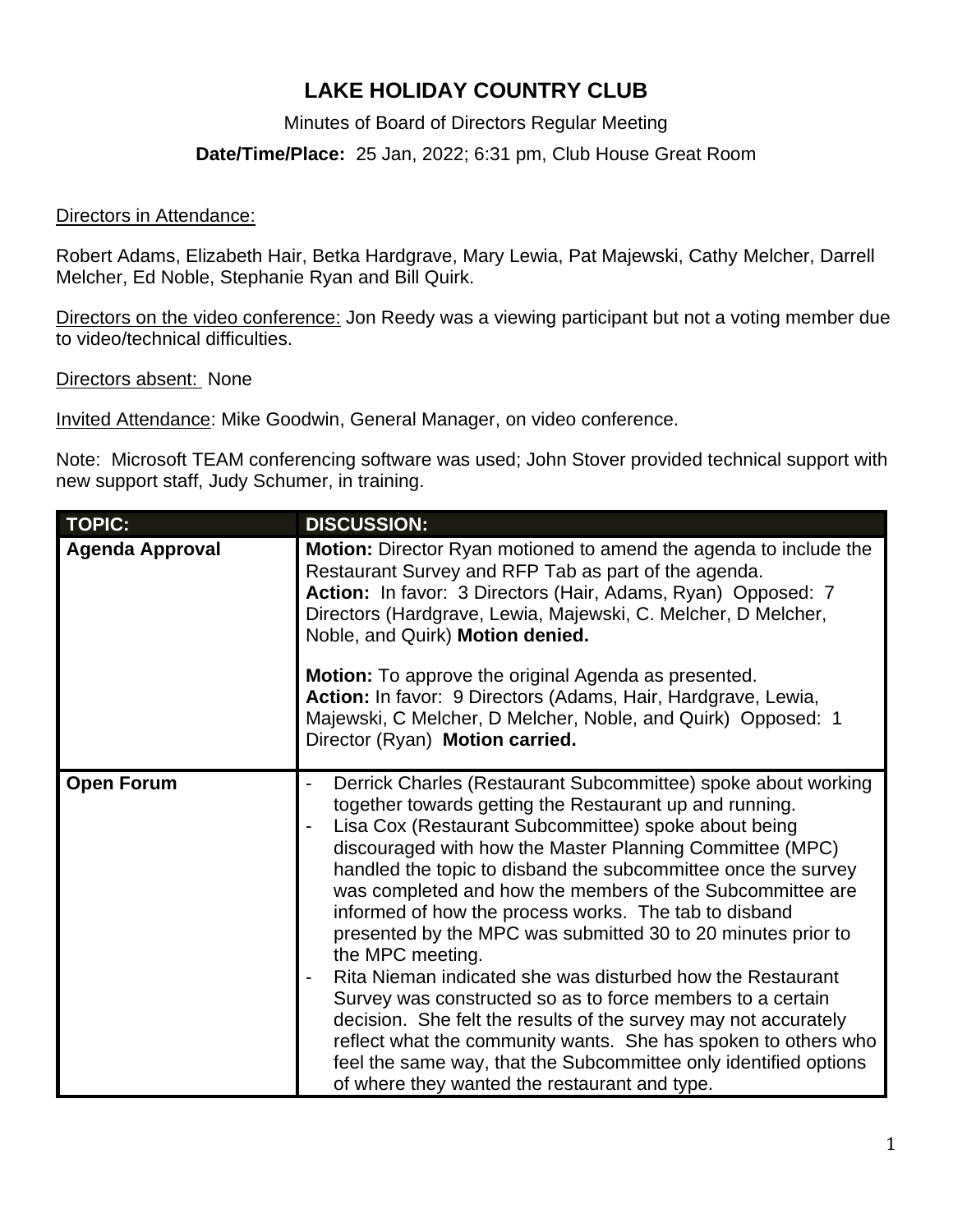# LAKE HOLIDAY COUNTRY CLUB

Minutes of Board of Directors Regular Meeting

**Date/Time/Place:** 25 Jan, 2022; 6:31 pm, Club House Great Room

Directors in Attendance:

Robert Adams, Elizabeth Hair, Betka Hardgrave, Mary Lewia, Pat Majewski, Cathy Melcher, Darrell Melcher, Ed Noble, Stephanie Ryan and Bill Quirk.

Directors on the video conference: Jon Reedy was a viewing participant but not a voting member due to video/technical difficulties.

Directors absent: None

Invited Attendance: Mike Goodwin, General Manager, on video conference.

Note: Microsoft TEAM conferencing software was used; John Stover provided technical support with new support staff, Judy Schumer, in training.

| TOPIC: | DISCUSSION: |
|---|---|
| **Agenda Approval** | **Motion:** Director Ryan motioned to amend the agenda to include the Restaurant Survey and RFP Tab as part of the agenda.<br>**Action:** In favor: 3 Directors (Hair, Adams, Ryan) Opposed: 7 Directors (Hardgrave, Lewia, Majewski, C. Melcher, D Melcher, Noble, and Quirk) **Motion denied.**<br><br>**Motion:** To approve the original Agenda as presented.<br>**Action:** In favor: 9 Directors (Adams, Hair, Hardgrave, Lewia, Majewski, C Melcher, D Melcher, Noble, and Quirk) Opposed: 1 Director (Ryan) **Motion carried.** |
| **Open Forum** | - Derrick Charles (Restaurant Subcommittee) spoke about working together towards getting the Restaurant up and running.<br>- Lisa Cox (Restaurant Subcommittee) spoke about being discouraged with how the Master Planning Committee (MPC) handled the topic to disband the subcommittee once the survey was completed and how the members of the Subcommittee are informed of how the process works. The tab to disband presented by the MPC was submitted 30 to 20 minutes prior to the MPC meeting.<br>- Rita Nieman indicated she was disturbed how the Restaurant Survey was constructed so as to force members to a certain decision. She felt the results of the survey may not accurately reflect what the community wants. She has spoken to others who feel the same way, that the Subcommittee only identified options of where they wanted the restaurant and type. |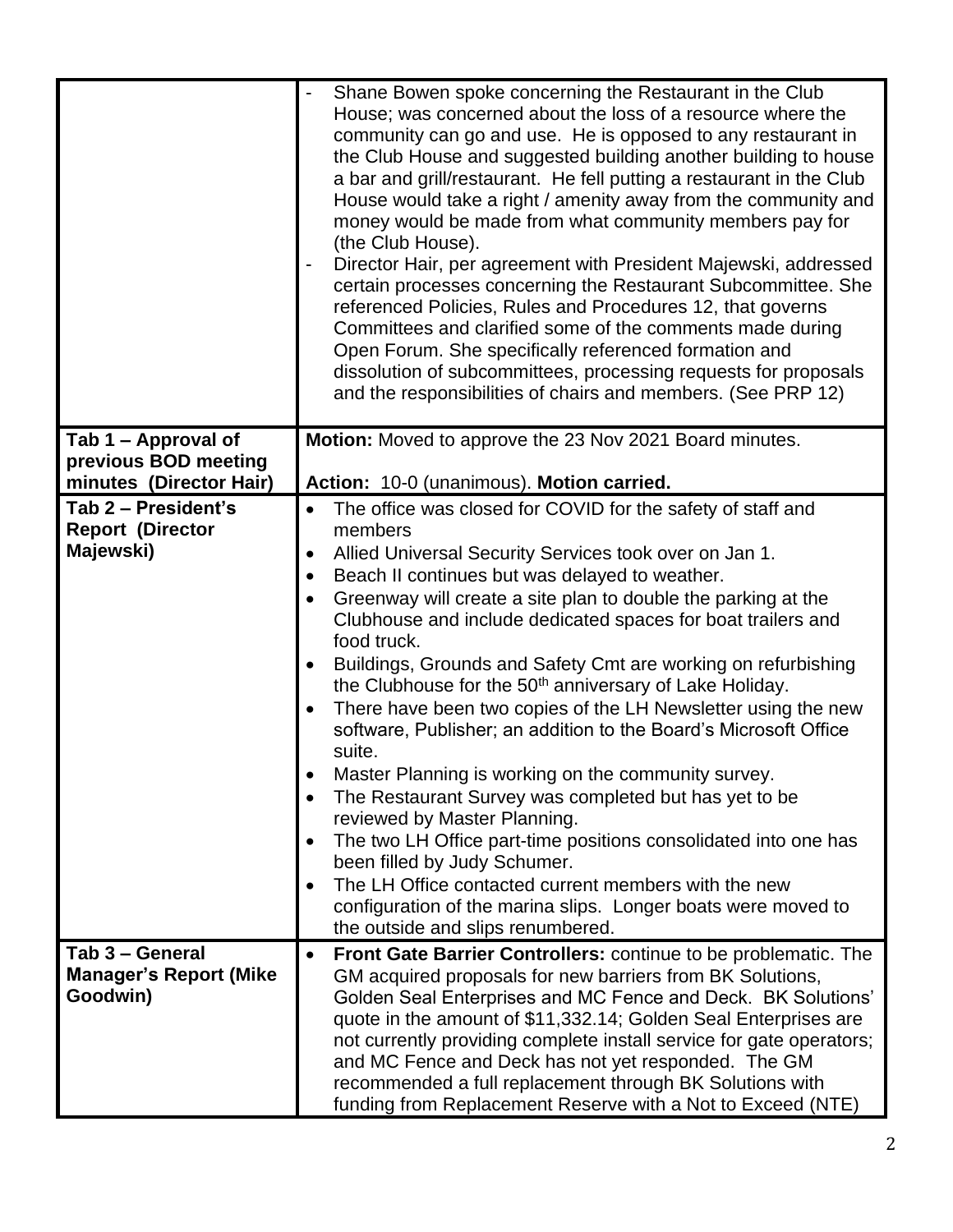| | |
|---|---|
| | - Shane Bowen spoke concerning the Restaurant in the Club House; was concerned about the loss of a resource where the community can go and use. He is opposed to any restaurant in the Club House and suggested building another building to house a bar and grill/restaurant. He fell putting a restaurant in the Club House would take a right / amenity away from the community and money would be made from what community members pay for (the Club House).<br>- Director Hair, per agreement with President Majewski, addressed certain processes concerning the Restaurant Subcommittee. She referenced Policies, Rules and Procedures 12, that governs Committees and clarified some of the comments made during Open Forum. She specifically referenced formation and dissolution of subcommittees, processing requests for proposals and the responsibilities of chairs and members. (See PRP 12) |
| **Tab 1 – Approval of previous BOD meeting minutes (Director Hair)** | **Motion:** Moved to approve the 23 Nov 2021 Board minutes.<br><br>**Action:** 10-0 (unanimous). **Motion carried.** |
| **Tab 2 – President's Report (Director Majewski)** | • The office was closed for COVID for the safety of staff and members<br>• Allied Universal Security Services took over on Jan 1.<br>• Beach II continues but was delayed to weather.<br>• Greenway will create a site plan to double the parking at the Clubhouse and include dedicated spaces for boat trailers and food truck.<br>• Buildings, Grounds and Safety Cmt are working on refurbishing the Clubhouse for the 50th anniversary of Lake Holiday.<br>• There have been two copies of the LH Newsletter using the new software, Publisher; an addition to the Board's Microsoft Office suite.<br>• Master Planning is working on the community survey.<br>• The Restaurant Survey was completed but has yet to be reviewed by Master Planning.<br>• The two LH Office part-time positions consolidated into one has been filled by Judy Schumer.<br>• The LH Office contacted current members with the new configuration of the marina slips. Longer boats were moved to the outside and slips renumbered. |
| **Tab 3 – General Manager's Report (Mike Goodwin)** | • **Front Gate Barrier Controllers:** continue to be problematic. The GM acquired proposals for new barriers from BK Solutions, Golden Seal Enterprises and MC Fence and Deck. BK Solutions' quote in the amount of $11,332.14; Golden Seal Enterprises are not currently providing complete install service for gate operators; and MC Fence and Deck has not yet responded. The GM recommended a full replacement through BK Solutions with funding from Replacement Reserve with a Not to Exceed (NTE) |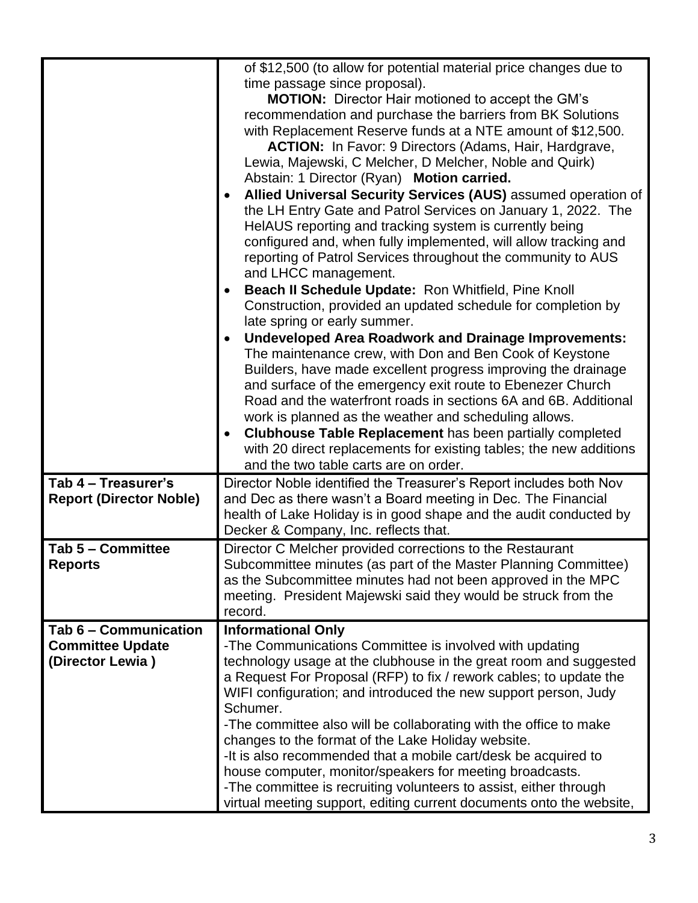| | |
|---|---|
| | of $12,500 (to allow for potential material price changes due to time passage since proposal).<br>**MOTION:** Director Hair motioned to accept the GM's recommendation and purchase the barriers from BK Solutions with Replacement Reserve funds at a NTE amount of $12,500.<br>**ACTION:** In Favor: 9 Directors (Adams, Hair, Hardgrave, Lewia, Majewski, C Melcher, D Melcher, Noble and Quirk) Abstain: 1 Director (Ryan) **Motion carried.**<br>• **Allied Universal Security Services (AUS)** assumed operation of the LH Entry Gate and Patrol Services on January 1, 2022. The HelAUS reporting and tracking system is currently being configured and, when fully implemented, will allow tracking and reporting of Patrol Services throughout the community to AUS and LHCC management.<br>• **Beach II Schedule Update:** Ron Whitfield, Pine Knoll Construction, provided an updated schedule for completion by late spring or early summer.<br>• **Undeveloped Area Roadwork and Drainage Improvements:** The maintenance crew, with Don and Ben Cook of Keystone Builders, have made excellent progress improving the drainage and surface of the emergency exit route to Ebenezer Church Road and the waterfront roads in sections 6A and 6B. Additional work is planned as the weather and scheduling allows.<br>• **Clubhouse Table Replacement** has been partially completed with 20 direct replacements for existing tables; the new additions and the two table carts are on order. |
| **Tab 4 – Treasurer's Report (Director Noble)** | Director Noble identified the Treasurer's Report includes both Nov and Dec as there wasn't a Board meeting in Dec. The Financial health of Lake Holiday is in good shape and the audit conducted by Decker & Company, Inc. reflects that. |
| **Tab 5 – Committee Reports** | Director C Melcher provided corrections to the Restaurant Subcommittee minutes (as part of the Master Planning Committee) as the Subcommittee minutes had not been approved in the MPC meeting. President Majewski said they would be struck from the record. |
| **Tab 6 – Communication Committee Update (Director Lewia )** | **Informational Only**<br>-The Communications Committee is involved with updating technology usage at the clubhouse in the great room and suggested a Request For Proposal (RFP) to fix / rework cables; to update the WIFI configuration; and introduced the new support person, Judy Schumer.<br>-The committee also will be collaborating with the office to make changes to the format of the Lake Holiday website.<br>-It is also recommended that a mobile cart/desk be acquired to house computer, monitor/speakers for meeting broadcasts.<br>-The committee is recruiting volunteers to assist, either through virtual meeting support, editing current documents onto the website, |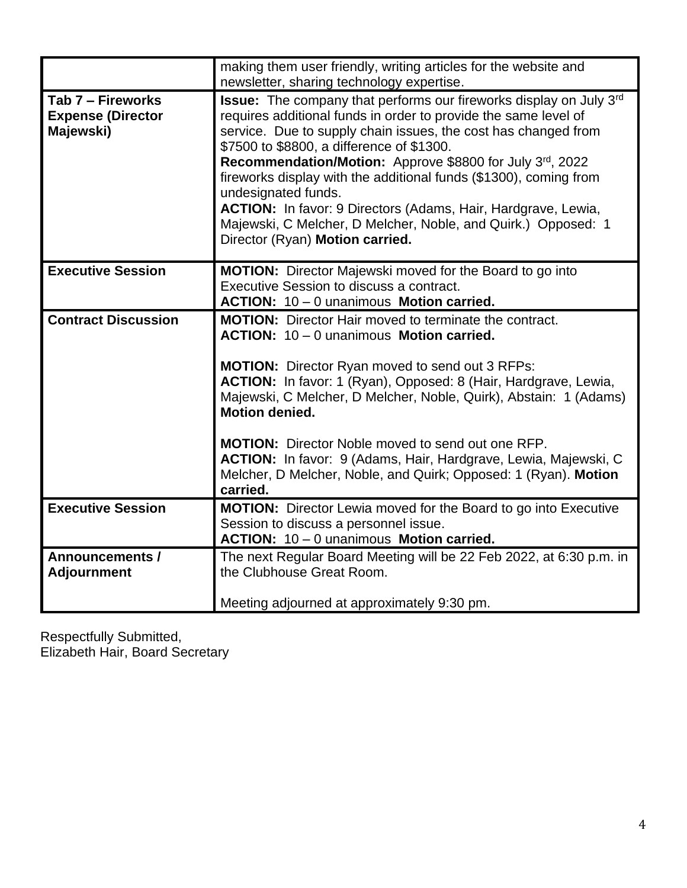| | |
|---|---|
| | making them user friendly, writing articles for the website and newsletter, sharing technology expertise. |
| **Tab 7 – Fireworks Expense (Director Majewski)** | **Issue:** The company that performs our fireworks display on July 3rd requires additional funds in order to provide the same level of service. Due to supply chain issues, the cost has changed from \$7500 to \$8800, a difference of \$1300.<br>**Recommendation/Motion:** Approve \$8800 for July 3rd, 2022 fireworks display with the additional funds (\$1300), coming from undesignated funds.<br>**ACTION:** In favor: 9 Directors (Adams, Hair, Hardgrave, Lewia, Majewski, C Melcher, D Melcher, Noble, and Quirk.) Opposed: 1 Director (Ryan) **Motion carried.** |
| **Executive Session** | **MOTION:** Director Majewski moved for the Board to go into Executive Session to discuss a contract.<br>**ACTION:** 10 – 0 unanimous **Motion carried.** |
| **Contract Discussion** | **MOTION:** Director Hair moved to terminate the contract.<br>**ACTION:** 10 – 0 unanimous **Motion carried.**<br><br>**MOTION:** Director Ryan moved to send out 3 RFPs:<br>**ACTION:** In favor: 1 (Ryan), Opposed: 8 (Hair, Hardgrave, Lewia, Majewski, C Melcher, D Melcher, Noble, Quirk), Abstain: 1 (Adams) **Motion denied.**<br><br>**MOTION:** Director Noble moved to send out one RFP.<br>**ACTION:** In favor: 9 (Adams, Hair, Hardgrave, Lewia, Majewski, C Melcher, D Melcher, Noble, and Quirk; Opposed: 1 (Ryan). **Motion carried.** |
| **Executive Session** | **MOTION:** Director Lewia moved for the Board to go into Executive Session to discuss a personnel issue.<br>**ACTION:** 10 – 0 unanimous **Motion carried.** |
| **Announcements / Adjournment** | The next Regular Board Meeting will be 22 Feb 2022, at 6:30 p.m. in the Clubhouse Great Room.<br><br>Meeting adjourned at approximately 9:30 pm. |

Respectfully Submitted,
Elizabeth Hair, Board Secretary